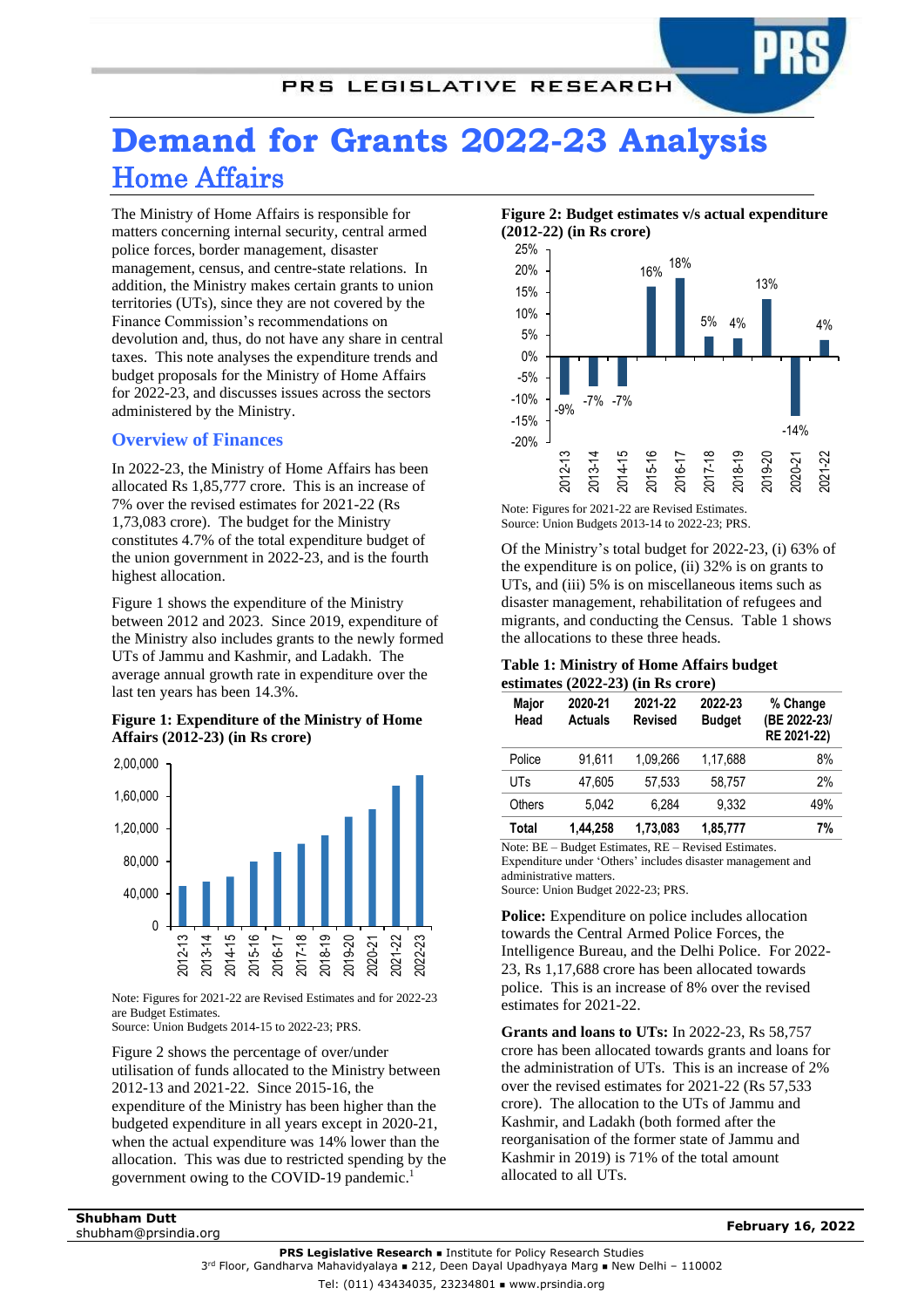# Demand for Grants 2022-23 Analysis

## Home Affairs

The Ministry of Home Affairs is responsible for matters concerning internal security, central armed police forces, border management, disaster management, census, and centre-state relations. In addition, the Ministry makes certain grants to union territories (UTs), since they are not covered by the Finance Commission's recommendations on devolution and, thus, do not have any share in central taxes. This note analyses the expenditure trends and budget proposals for the Ministry of Home Affairs for 2022-23, and discusses issues across the sectors administered by the Ministry.

### Overview of Finances

In 2022-23, the Ministry of Home Affairs has been allocated Rs 1,85,777 crore. This is an increase of 7% over the revised estimates for 2021-22 (Rs 1,73,083 crore). The budget for the Ministry constitutes 4.7% of the total expenditure budget of the union government in 2022-23, and is the fourth highest allocation.

Figure 1 shows the expenditure of the Ministry between 2012 and 2023. Since 2019, expenditure of the Ministry also includes grants to the newly formed UTs of Jammu and Kashmir, and Ladakh. The average annual growth rate in expenditure over the last ten years has been 14.3%.

**Figure 1: Expenditure of the Ministry of Home Affairs (2012-23) (in Rs crore)**

Note: Figures for 2021-22 are Revised Estimates and for 2022-23 are Budget Estimates.
Source: Union Budgets 2014-15 to 2022-23; PRS.

Figure 2 shows the percentage of over/under utilisation of funds allocated to the Ministry between 2012-13 and 2021-22. Since 2015-16, the expenditure of the Ministry has been higher than the budgeted expenditure in all years except in 2020-21, when the actual expenditure was 14% lower than the allocation. This was due to restricted spending by the government owing to the COVID-19 pandemic.[1]

**Figure 2: Budget estimates v/s actual expenditure (2012-22) (in Rs crore)**

| Year | % |
|---|---|
| 2012-13 | -9% |
| 2013-14 | -7% |
| 2014-15 | -7% |
| 2015-16 | 16% |
| 2016-17 | 18% |
| 2017-18 | 5% |
| 2018-19 | 4% |
| 2019-20 | 13% |
| 2020-21 | -14% |
| 2021-22 | 4% |

Note: Figures for 2021-22 are Revised Estimates.
Source: Union Budgets 2013-14 to 2022-23; PRS.

Of the Ministry's total budget for 2022-23, (i) 63% of the expenditure is on police, (ii) 32% is on grants to UTs, and (iii) 5% is on miscellaneous items such as disaster management, rehabilitation of refugees and migrants, and conducting the Census. Table 1 shows the allocations to these three heads.

**Table 1: Ministry of Home Affairs budget estimates (2022-23) (in Rs crore)**

| Major Head | 2020-21 Actuals | 2021-22 Revised | 2022-23 Budget | % Change (BE 2022-23/ RE 2021-22) |
|---|---|---|---|---|
| Police | 91,611 | 1,09,266 | 1,17,688 | 8% |
| UTs | 47,605 | 57,533 | 58,757 | 2% |
| Others | 5,042 | 6,284 | 9,332 | 49% |
| **Total** | **1,44,258** | **1,73,083** | **1,85,777** | **7%** |

Note: BE – Budget Estimates, RE – Revised Estimates.
Expenditure under 'Others' includes disaster management and administrative matters.
Source: Union Budget 2022-23; PRS.

**Police:** Expenditure on police includes allocation towards the Central Armed Police Forces, the Intelligence Bureau, and the Delhi Police. For 2022-23, Rs 1,17,688 crore has been allocated towards police. This is an increase of 8% over the revised estimates for 2021-22.

**Grants and loans to UTs:** In 2022-23, Rs 58,757 crore has been allocated towards grants and loans for the administration of UTs. This is an increase of 2% over the revised estimates for 2021-22 (Rs 57,533 crore). The allocation to the UTs of Jammu and Kashmir, and Ladakh (both formed after the reorganisation of the former state of Jammu and Kashmir in 2019) is 71% of the total amount allocated to all UTs.

Shubham Dutt
shubham@prsindia.org

February 16, 2022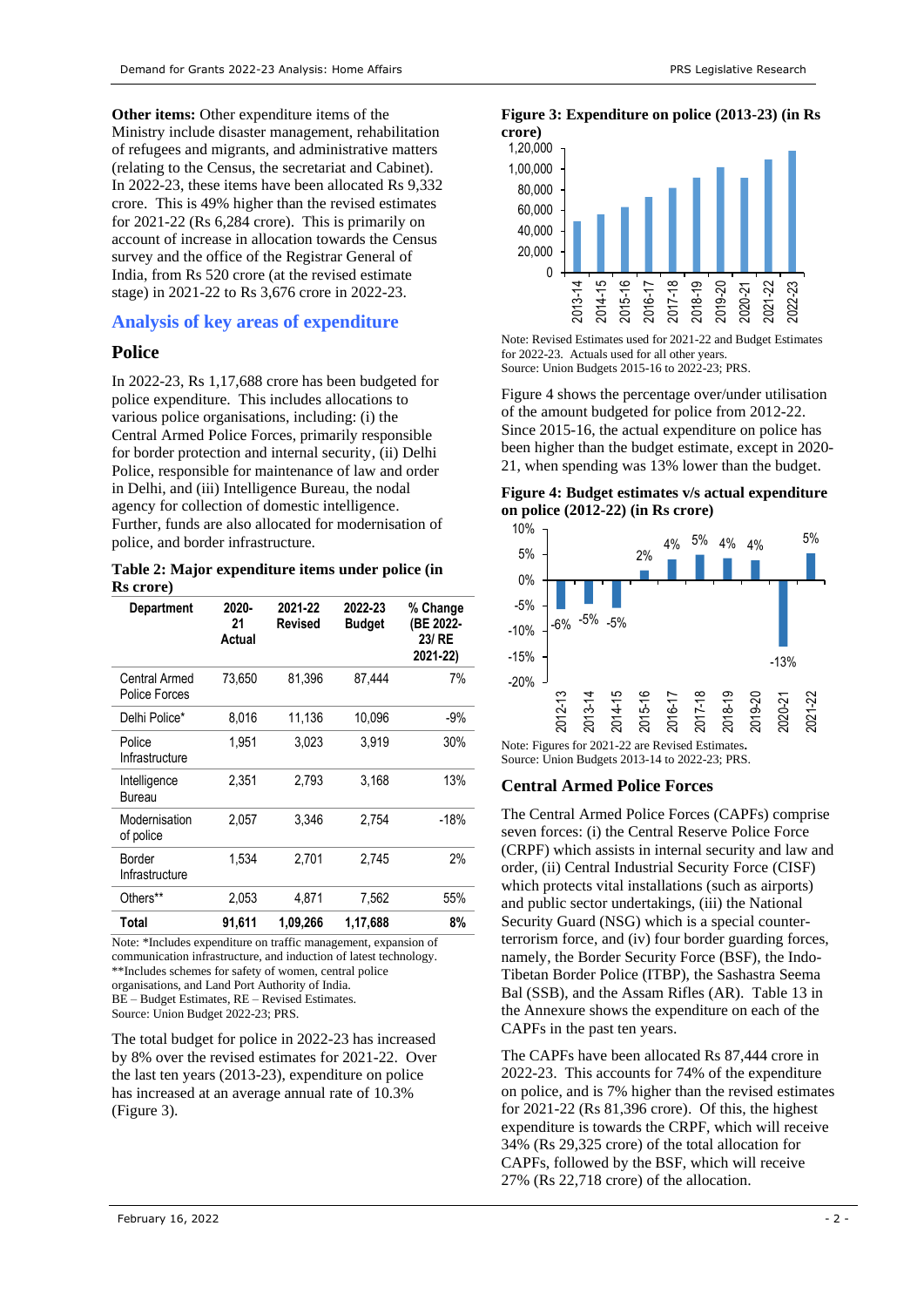**Other items:** Other expenditure items of the Ministry include disaster management, rehabilitation of refugees and migrants, and administrative matters (relating to the Census, the secretariat and Cabinet). In 2022-23, these items have been allocated Rs 9,332 crore. This is 49% higher than the revised estimates for 2021-22 (Rs 6,284 crore). This is primarily on account of increase in allocation towards the Census survey and the office of the Registrar General of India, from Rs 520 crore (at the revised estimate stage) in 2021-22 to Rs 3,676 crore in 2022-23.

## Analysis of key areas of expenditure

### Police

In 2022-23, Rs 1,17,688 crore has been budgeted for police expenditure. This includes allocations to various police organisations, including: (i) the Central Armed Police Forces, primarily responsible for border protection and internal security, (ii) Delhi Police, responsible for maintenance of law and order in Delhi, and (iii) Intelligence Bureau, the nodal agency for collection of domestic intelligence. Further, funds are also allocated for modernisation of police, and border infrastructure.

**Table 2: Major expenditure items under police (in Rs crore)**

| Department | 2020-21 Actual | 2021-22 Revised | 2022-23 Budget | % Change (BE 2022-23/ RE 2021-22) |
|---|---|---|---|---|
| Central Armed Police Forces | 73,650 | 81,396 | 87,444 | 7% |
| Delhi Police* | 8,016 | 11,136 | 10,096 | -9% |
| Police Infrastructure | 1,951 | 3,023 | 3,919 | 30% |
| Intelligence Bureau | 2,351 | 2,793 | 3,168 | 13% |
| Modernisation of police | 2,057 | 3,346 | 2,754 | -18% |
| Border Infrastructure | 1,534 | 2,701 | 2,745 | 2% |
| Others** | 2,053 | 4,871 | 7,562 | 55% |
| **Total** | **91,611** | **1,09,266** | **1,17,688** | **8%** |

Note: *Includes expenditure on traffic management, expansion of communication infrastructure, and induction of latest technology. **Includes schemes for safety of women, central police organisations, and Land Port Authority of India.
BE – Budget Estimates, RE – Revised Estimates.
Source: Union Budget 2022-23; PRS.

The total budget for police in 2022-23 has increased by 8% over the revised estimates for 2021-22. Over the last ten years (2013-23), expenditure on police has increased at an average annual rate of 10.3% (Figure 3).

**Figure 3: Expenditure on police (2013-23) (in Rs crore)**

Note: Revised Estimates used for 2021-22 and Budget Estimates for 2022-23. Actuals used for all other years.
Source: Union Budgets 2015-16 to 2022-23; PRS.

Figure 4 shows the percentage over/under utilisation of the amount budgeted for police from 2012-22. Since 2015-16, the actual expenditure on police has been higher than the budget estimate, except in 2020-21, when spending was 13% lower than the budget.

**Figure 4: Budget estimates v/s actual expenditure on police (2012-22) (in Rs crore)**

Note: Figures for 2021-22 are Revised Estimates.
Source: Union Budgets 2013-14 to 2022-23; PRS.

### Central Armed Police Forces

The Central Armed Police Forces (CAPFs) comprise seven forces: (i) the Central Reserve Police Force (CRPF) which assists in internal security and law and order, (ii) Central Industrial Security Force (CISF) which protects vital installations (such as airports) and public sector undertakings, (iii) the National Security Guard (NSG) which is a special counter-terrorism force, and (iv) four border guarding forces, namely, the Border Security Force (BSF), the Indo-Tibetan Border Police (ITBP), the Sashastra Seema Bal (SSB), and the Assam Rifles (AR). Table 13 in the Annexure shows the expenditure on each of the CAPFs in the past ten years.

The CAPFs have been allocated Rs 87,444 crore in 2022-23. This accounts for 74% of the expenditure on police, and is 7% higher than the revised estimates for 2021-22 (Rs 81,396 crore). Of this, the highest expenditure is towards the CRPF, which will receive 34% (Rs 29,325 crore) of the total allocation for CAPFs, followed by the BSF, which will receive 27% (Rs 22,718 crore) of the allocation.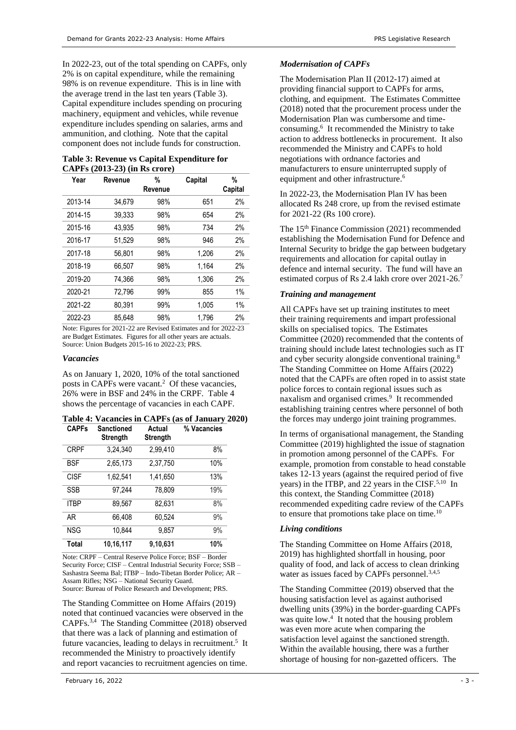In 2022-23, out of the total spending on CAPFs, only 2% is on capital expenditure, while the remaining 98% is on revenue expenditure. This is in line with the average trend in the last ten years (Table 3). Capital expenditure includes spending on procuring machinery, equipment and vehicles, while revenue expenditure includes spending on salaries, arms and ammunition, and clothing. Note that the capital component does not include funds for construction.

**Table 3: Revenue vs Capital Expenditure for CAPFs (2013-23) (in Rs crore)**

| Year | Revenue | % Revenue | Capital | % Capital |
|---|---|---|---|---|
| 2013-14 | 34,679 | 98% | 651 | 2% |
| 2014-15 | 39,333 | 98% | 654 | 2% |
| 2015-16 | 43,935 | 98% | 734 | 2% |
| 2016-17 | 51,529 | 98% | 946 | 2% |
| 2017-18 | 56,801 | 98% | 1,206 | 2% |
| 2018-19 | 66,507 | 98% | 1,164 | 2% |
| 2019-20 | 74,366 | 98% | 1,306 | 2% |
| 2020-21 | 72,796 | 99% | 855 | 1% |
| 2021-22 | 80,391 | 99% | 1,005 | 1% |
| 2022-23 | 85,648 | 98% | 1,796 | 2% |

Note: Figures for 2021-22 are Revised Estimates and for 2022-23 are Budget Estimates. Figures for all other years are actuals.
Source: Union Budgets 2015-16 to 2022-23; PRS.

### *Vacancies*

As on January 1, 2020, 10% of the total sanctioned posts in CAPFs were vacant.[2] Of these vacancies, 26% were in BSF and 24% in the CRPF. Table 4 shows the percentage of vacancies in each CAPF.

**Table 4: Vacancies in CAPFs (as of January 2020)**

| CAPFs | Sanctioned Strength | Actual Strength | % Vacancies |
|---|---|---|---|
| CRPF | 3,24,340 | 2,99,410 | 8% |
| BSF | 2,65,173 | 2,37,750 | 10% |
| CISF | 1,62,541 | 1,41,650 | 13% |
| SSB | 97,244 | 78,809 | 19% |
| ITBP | 89,567 | 82,631 | 8% |
| AR | 66,408 | 60,524 | 9% |
| NSG | 10,844 | 9,857 | 9% |
| **Total** | **10,16,117** | **9,10,631** | **10%** |

Note: CRPF – Central Reserve Police Force; BSF – Border Security Force; CISF – Central Industrial Security Force; SSB – Sashastra Seema Bal; ITBP – Indo-Tibetan Border Police; AR – Assam Rifles; NSG – National Security Guard.
Source: Bureau of Police Research and Development; PRS.

The Standing Committee on Home Affairs (2019) noted that continued vacancies were observed in the CAPFs.[3,4] The Standing Committee (2018) observed that there was a lack of planning and estimation of future vacancies, leading to delays in recruitment.[5] It recommended the Ministry to proactively identify and report vacancies to recruitment agencies on time.

### *Modernisation of CAPFs*

The Modernisation Plan II (2012-17) aimed at providing financial support to CAPFs for arms, clothing, and equipment. The Estimates Committee (2018) noted that the procurement process under the Modernisation Plan was cumbersome and time-consuming.[6] It recommended the Ministry to take action to address bottlenecks in procurement. It also recommended the Ministry and CAPFs to hold negotiations with ordnance factories and manufacturers to ensure uninterrupted supply of equipment and other infrastructure.[6]

In 2022-23, the Modernisation Plan IV has been allocated Rs 248 crore, up from the revised estimate for 2021-22 (Rs 100 crore).

The 15th Finance Commission (2021) recommended establishing the Modernisation Fund for Defence and Internal Security to bridge the gap between budgetary requirements and allocation for capital outlay in defence and internal security. The fund will have an estimated corpus of Rs 2.4 lakh crore over 2021-26.[7]

### *Training and management*

All CAPFs have set up training institutes to meet their training requirements and impart professional skills on specialised topics. The Estimates Committee (2020) recommended that the contents of training should include latest technologies such as IT and cyber security alongside conventional training.[8] The Standing Committee on Home Affairs (2022) noted that the CAPFs are often roped in to assist state police forces to contain regional issues such as naxalism and organised crimes.[9] It recommended establishing training centres where personnel of both the forces may undergo joint training programmes.

In terms of organisational management, the Standing Committee (2019) highlighted the issue of stagnation in promotion among personnel of the CAPFs. For example, promotion from constable to head constable takes 12-13 years (against the required period of five years) in the ITBP, and 22 years in the CISF.[5,10] In this context, the Standing Committee (2018) recommended expediting cadre review of the CAPFs to ensure that promotions take place on time.[10]

### *Living conditions*

The Standing Committee on Home Affairs (2018, 2019) has highlighted shortfall in housing, poor quality of food, and lack of access to clean drinking water as issues faced by CAPFs personnel.[3,4,5]

The Standing Committee (2019) observed that the housing satisfaction level as against authorised dwelling units (39%) in the border-guarding CAPFs was quite low.[4] It noted that the housing problem was even more acute when comparing the satisfaction level against the sanctioned strength. Within the available housing, there was a further shortage of housing for non-gazetted officers. The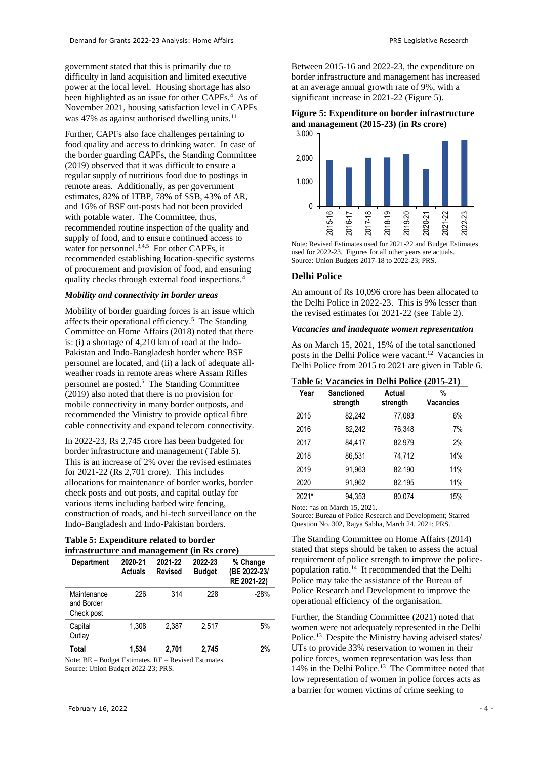government stated that this is primarily due to difficulty in land acquisition and limited executive power at the local level. Housing shortage has also been highlighted as an issue for other CAPFs.[4] As of November 2021, housing satisfaction level in CAPFs was 47% as against authorised dwelling units.[11]

Further, CAPFs also face challenges pertaining to food quality and access to drinking water. In case of the border guarding CAPFs, the Standing Committee (2019) observed that it was difficult to ensure a regular supply of nutritious food due to postings in remote areas. Additionally, as per government estimates, 82% of ITBP, 78% of SSB, 43% of AR, and 16% of BSF out-posts had not been provided with potable water. The Committee, thus, recommended routine inspection of the quality and supply of food, and to ensure continued access to water for personnel.[3,4,5] For other CAPFs, it recommended establishing location-specific systems of procurement and provision of food, and ensuring quality checks through external food inspections.[4]

### *Mobility and connectivity in border areas*

Mobility of border guarding forces is an issue which affects their operational efficiency.[5] The Standing Committee on Home Affairs (2018) noted that there is: (i) a shortage of 4,210 km of road at the Indo-Pakistan and Indo-Bangladesh border where BSF personnel are located, and (ii) a lack of adequate all-weather roads in remote areas where Assam Rifles personnel are posted.[5] The Standing Committee (2019) also noted that there is no provision for mobile connectivity in many border outposts, and recommended the Ministry to provide optical fibre cable connectivity and expand telecom connectivity.

In 2022-23, Rs 2,745 crore has been budgeted for border infrastructure and management (Table 5). This is an increase of 2% over the revised estimates for 2021-22 (Rs 2,701 crore). This includes allocations for maintenance of border works, border check posts and out posts, and capital outlay for various items including barbed wire fencing, construction of roads, and hi-tech surveillance on the Indo-Bangladesh and Indo-Pakistan borders.

**Table 5: Expenditure related to border infrastructure and management (in Rs crore)**

| Department | 2020-21 Actuals | 2021-22 Revised | 2022-23 Budget | % Change (BE 2022-23/ RE 2021-22) |
|---|---|---|---|---|
| Maintenance and Border Check post | 226 | 314 | 228 | -28% |
| Capital Outlay | 1,308 | 2,387 | 2,517 | 5% |
| **Total** | **1,534** | **2,701** | **2,745** | **2%** |

Note: BE – Budget Estimates, RE – Revised Estimates.
Source: Union Budget 2022-23; PRS.

Between 2015-16 and 2022-23, the expenditure on border infrastructure and management has increased at an average annual growth rate of 9%, with a significant increase in 2021-22 (Figure 5).

**Figure 5: Expenditure on border infrastructure and management (2015-23) (in Rs crore)**

Note: Revised Estimates used for 2021-22 and Budget Estimates used for 2022-23. Figures for all other years are actuals.
Source: Union Budgets 2017-18 to 2022-23; PRS.

## Delhi Police

An amount of Rs 10,096 crore has been allocated to the Delhi Police in 2022-23. This is 9% lesser than the revised estimates for 2021-22 (see Table 2).

### *Vacancies and inadequate women representation*

As on March 15, 2021, 15% of the total sanctioned posts in the Delhi Police were vacant.[12] Vacancies in Delhi Police from 2015 to 2021 are given in Table 6.

**Table 6: Vacancies in Delhi Police (2015-21)**

| Year | Sanctioned strength | Actual strength | % Vacancies |
|---|---|---|---|
| 2015 | 82,242 | 77,083 | 6% |
| 2016 | 82,242 | 76,348 | 7% |
| 2017 | 84,417 | 82,979 | 2% |
| 2018 | 86,531 | 74,712 | 14% |
| 2019 | 91,963 | 82,190 | 11% |
| 2020 | 91,962 | 82,195 | 11% |
| 2021* | 94,353 | 80,074 | 15% |

Note: *as on March 15, 2021.
Source: Bureau of Police Research and Development; Starred Question No. 302, Rajya Sabha, March 24, 2021; PRS.

The Standing Committee on Home Affairs (2014) stated that steps should be taken to assess the actual requirement of police strength to improve the police-population ratio.[14] It recommended that the Delhi Police may take the assistance of the Bureau of Police Research and Development to improve the operational efficiency of the organisation.

Further, the Standing Committee (2021) noted that women were not adequately represented in the Delhi Police.[13] Despite the Ministry having advised states/ UTs to provide 33% reservation to women in their police forces, women representation was less than 14% in the Delhi Police.[13] The Committee noted that low representation of women in police forces acts as a barrier for women victims of crime seeking to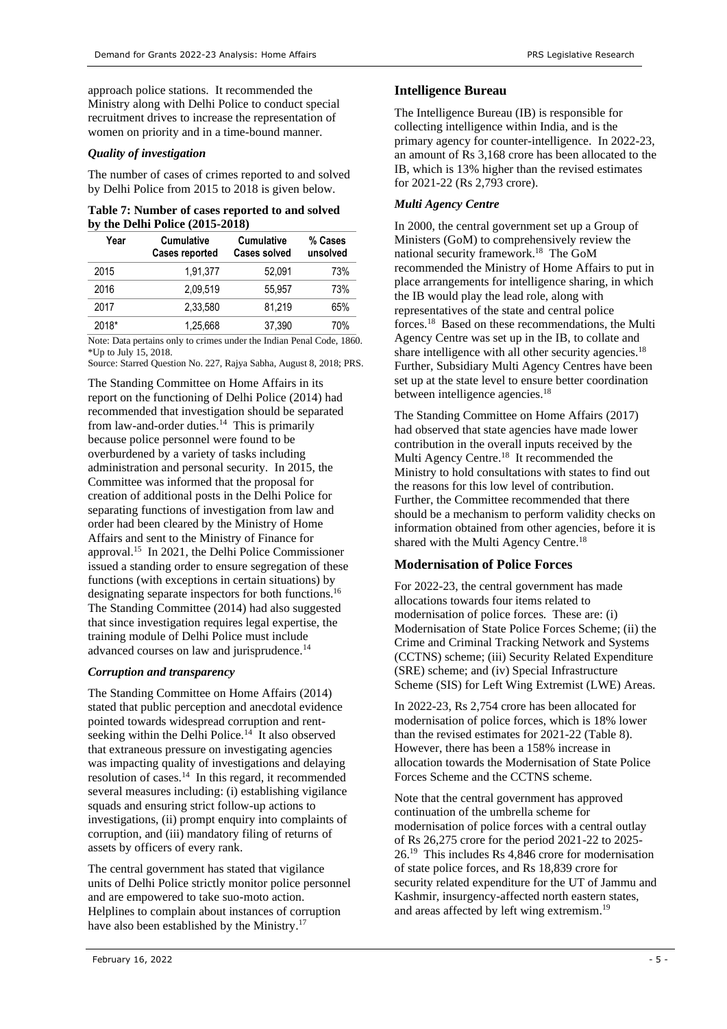approach police stations. It recommended the Ministry along with Delhi Police to conduct special recruitment drives to increase the representation of women on priority and in a time-bound manner.

### *Quality of investigation*

The number of cases of crimes reported to and solved by Delhi Police from 2015 to 2018 is given below.

**Table 7: Number of cases reported to and solved by the Delhi Police (2015-2018)**

| Year | Cumulative Cases reported | Cumulative Cases solved | % Cases unsolved |
|---|---|---|---|
| 2015 | 1,91,377 | 52,091 | 73% |
| 2016 | 2,09,519 | 55,957 | 73% |
| 2017 | 2,33,580 | 81,219 | 65% |
| 2018* | 1,25,668 | 37,390 | 70% |

Note: Data pertains only to crimes under the Indian Penal Code, 1860. *Up to July 15, 2018.

Source: Starred Question No. 227, Rajya Sabha, August 8, 2018; PRS.

The Standing Committee on Home Affairs in its report on the functioning of Delhi Police (2014) had recommended that investigation should be separated from law-and-order duties.[14] This is primarily because police personnel were found to be overburdened by a variety of tasks including administration and personal security. In 2015, the Committee was informed that the proposal for creation of additional posts in the Delhi Police for separating functions of investigation from law and order had been cleared by the Ministry of Home Affairs and sent to the Ministry of Finance for approval.[15] In 2021, the Delhi Police Commissioner issued a standing order to ensure segregation of these functions (with exceptions in certain situations) by designating separate inspectors for both functions.[16] The Standing Committee (2014) had also suggested that since investigation requires legal expertise, the training module of Delhi Police must include advanced courses on law and jurisprudence.[14]

### *Corruption and transparency*

The Standing Committee on Home Affairs (2014) stated that public perception and anecdotal evidence pointed towards widespread corruption and rent-seeking within the Delhi Police.[14] It also observed that extraneous pressure on investigating agencies was impacting quality of investigations and delaying resolution of cases.[14] In this regard, it recommended several measures including: (i) establishing vigilance squads and ensuring strict follow-up actions to investigations, (ii) prompt enquiry into complaints of corruption, and (iii) mandatory filing of returns of assets by officers of every rank.

The central government has stated that vigilance units of Delhi Police strictly monitor police personnel and are empowered to take suo-moto action. Helplines to complain about instances of corruption have also been established by the Ministry.[17]

## Intelligence Bureau

The Intelligence Bureau (IB) is responsible for collecting intelligence within India, and is the primary agency for counter-intelligence. In 2022-23, an amount of Rs 3,168 crore has been allocated to the IB, which is 13% higher than the revised estimates for 2021-22 (Rs 2,793 crore).

### *Multi Agency Centre*

In 2000, the central government set up a Group of Ministers (GoM) to comprehensively review the national security framework.[18] The GoM recommended the Ministry of Home Affairs to put in place arrangements for intelligence sharing, in which the IB would play the lead role, along with representatives of the state and central police forces.[18] Based on these recommendations, the Multi Agency Centre was set up in the IB, to collate and share intelligence with all other security agencies.[18] Further, Subsidiary Multi Agency Centres have been set up at the state level to ensure better coordination between intelligence agencies.[18]

The Standing Committee on Home Affairs (2017) had observed that state agencies have made lower contribution in the overall inputs received by the Multi Agency Centre.[18] It recommended the Ministry to hold consultations with states to find out the reasons for this low level of contribution. Further, the Committee recommended that there should be a mechanism to perform validity checks on information obtained from other agencies, before it is shared with the Multi Agency Centre.[18]

## Modernisation of Police Forces

For 2022-23, the central government has made allocations towards four items related to modernisation of police forces. These are: (i) Modernisation of State Police Forces Scheme; (ii) the Crime and Criminal Tracking Network and Systems (CCTNS) scheme; (iii) Security Related Expenditure (SRE) scheme; and (iv) Special Infrastructure Scheme (SIS) for Left Wing Extremist (LWE) Areas.

In 2022-23, Rs 2,754 crore has been allocated for modernisation of police forces, which is 18% lower than the revised estimates for 2021-22 (Table 8). However, there has been a 158% increase in allocation towards the Modernisation of State Police Forces Scheme and the CCTNS scheme.

Note that the central government has approved continuation of the umbrella scheme for modernisation of police forces with a central outlay of Rs 26,275 crore for the period 2021-22 to 2025-26.[19] This includes Rs 4,846 crore for modernisation of state police forces, and Rs 18,839 crore for security related expenditure for the UT of Jammu and Kashmir, insurgency-affected north eastern states, and areas affected by left wing extremism.[19]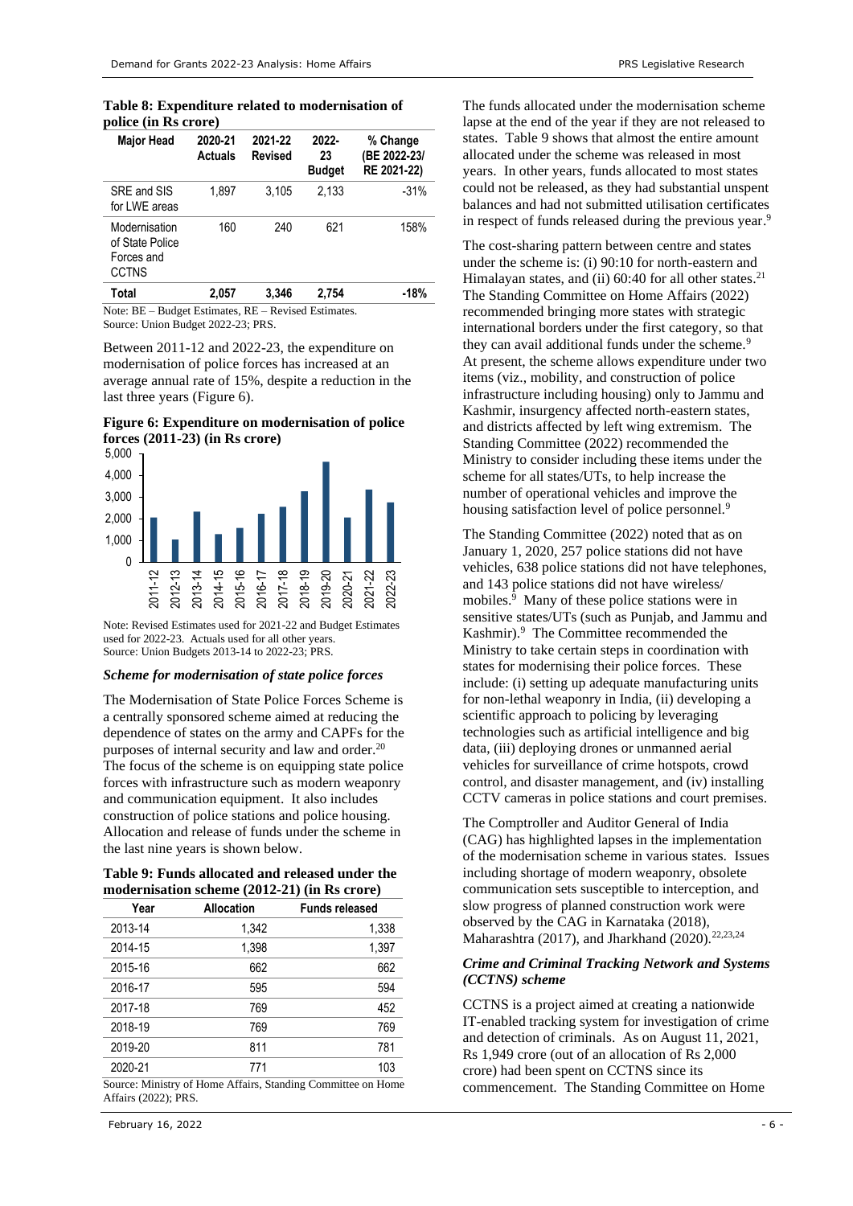**Table 8: Expenditure related to modernisation of police (in Rs crore)**

| Major Head | 2020-21 Actuals | 2021-22 Revised | 2022-23 Budget | % Change (BE 2022-23/ RE 2021-22) |
|---|---|---|---|---|
| SRE and SIS for LWE areas | 1,897 | 3,105 | 2,133 | -31% |
| Modernisation of State Police Forces and CCTNS | 160 | 240 | 621 | 158% |
| **Total** | **2,057** | **3,346** | **2,754** | **-18%** |

Note: BE – Budget Estimates, RE – Revised Estimates.
Source: Union Budget 2022-23; PRS.

Between 2011-12 and 2022-23, the expenditure on modernisation of police forces has increased at an average annual rate of 15%, despite a reduction in the last three years (Figure 6).

**Figure 6: Expenditure on modernisation of police forces (2011-23) (in Rs crore)**

Note: Revised Estimates used for 2021-22 and Budget Estimates used for 2022-23. Actuals used for all other years.
Source: Union Budgets 2013-14 to 2022-23; PRS.

### *Scheme for modernisation of state police forces*

The Modernisation of State Police Forces Scheme is a centrally sponsored scheme aimed at reducing the dependence of states on the army and CAPFs for the purposes of internal security and law and order.[20] The focus of the scheme is on equipping state police forces with infrastructure such as modern weaponry and communication equipment. It also includes construction of police stations and police housing. Allocation and release of funds under the scheme in the last nine years is shown below.

**Table 9: Funds allocated and released under the modernisation scheme (2012-21) (in Rs crore)**

| Year | Allocation | Funds released |
|---|---|---|
| 2013-14 | 1,342 | 1,338 |
| 2014-15 | 1,398 | 1,397 |
| 2015-16 | 662 | 662 |
| 2016-17 | 595 | 594 |
| 2017-18 | 769 | 452 |
| 2018-19 | 769 | 769 |
| 2019-20 | 811 | 781 |
| 2020-21 | 771 | 103 |

Source: Ministry of Home Affairs, Standing Committee on Home Affairs (2022); PRS.

The funds allocated under the modernisation scheme lapse at the end of the year if they are not released to states. Table 9 shows that almost the entire amount allocated under the scheme was released in most years. In other years, funds allocated to most states could not be released, as they had substantial unspent balances and had not submitted utilisation certificates in respect of funds released during the previous year.[9]

The cost-sharing pattern between centre and states under the scheme is: (i) 90:10 for north-eastern and Himalayan states, and (ii) 60:40 for all other states.[21] The Standing Committee on Home Affairs (2022) recommended bringing more states with strategic international borders under the first category, so that they can avail additional funds under the scheme.[9] At present, the scheme allows expenditure under two items (viz., mobility, and construction of police infrastructure including housing) only to Jammu and Kashmir, insurgency affected north-eastern states, and districts affected by left wing extremism. The Standing Committee (2022) recommended the Ministry to consider including these items under the scheme for all states/UTs, to help increase the number of operational vehicles and improve the housing satisfaction level of police personnel.[9]

The Standing Committee (2022) noted that as on January 1, 2020, 257 police stations did not have vehicles, 638 police stations did not have telephones, and 143 police stations did not have wireless/ mobiles.[9] Many of these police stations were in sensitive states/UTs (such as Punjab, and Jammu and Kashmir).[9] The Committee recommended the Ministry to take certain steps in coordination with states for modernising their police forces. These include: (i) setting up adequate manufacturing units for non-lethal weaponry in India, (ii) developing a scientific approach to policing by leveraging technologies such as artificial intelligence and big data, (iii) deploying drones or unmanned aerial vehicles for surveillance of crime hotspots, crowd control, and disaster management, and (iv) installing CCTV cameras in police stations and court premises.

The Comptroller and Auditor General of India (CAG) has highlighted lapses in the implementation of the modernisation scheme in various states. Issues including shortage of modern weaponry, obsolete communication sets susceptible to interception, and slow progress of planned construction work were observed by the CAG in Karnataka (2018), Maharashtra (2017), and Jharkhand (2020).[22,23,24]

### *Crime and Criminal Tracking Network and Systems (CCTNS) scheme*

CCTNS is a project aimed at creating a nationwide IT-enabled tracking system for investigation of crime and detection of criminals. As on August 11, 2021, Rs 1,949 crore (out of an allocation of Rs 2,000 crore) had been spent on CCTNS since its commencement. The Standing Committee on Home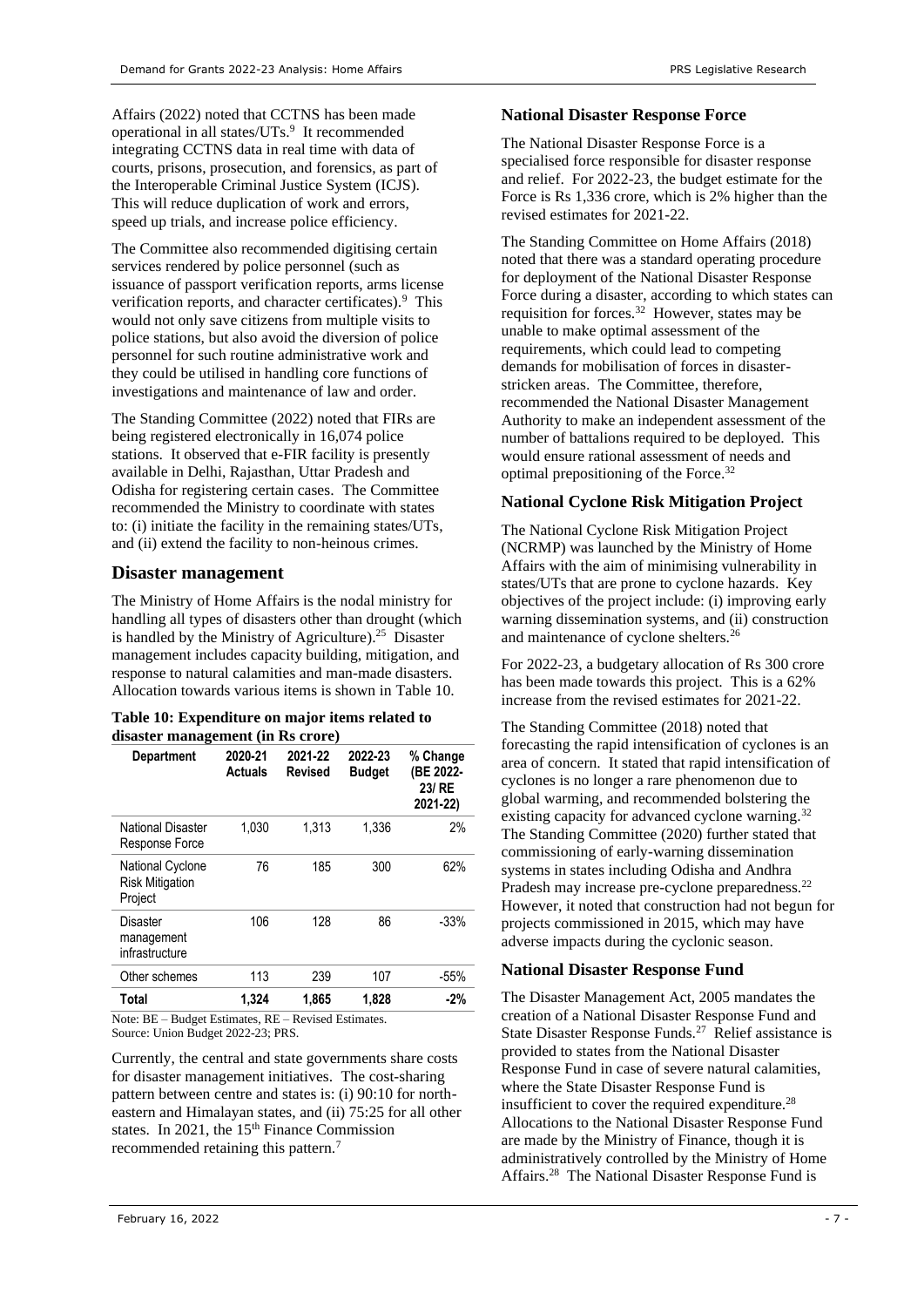Affairs (2022) noted that CCTNS has been made operational in all states/UTs.[9] It recommended integrating CCTNS data in real time with data of courts, prisons, prosecution, and forensics, as part of the Interoperable Criminal Justice System (ICJS). This will reduce duplication of work and errors, speed up trials, and increase police efficiency.

The Committee also recommended digitising certain services rendered by police personnel (such as issuance of passport verification reports, arms license verification reports, and character certificates).[9] This would not only save citizens from multiple visits to police stations, but also avoid the diversion of police personnel for such routine administrative work and they could be utilised in handling core functions of investigations and maintenance of law and order.

The Standing Committee (2022) noted that FIRs are being registered electronically in 16,074 police stations. It observed that e-FIR facility is presently available in Delhi, Rajasthan, Uttar Pradesh and Odisha for registering certain cases. The Committee recommended the Ministry to coordinate with states to: (i) initiate the facility in the remaining states/UTs, and (ii) extend the facility to non-heinous crimes.

## Disaster management

The Ministry of Home Affairs is the nodal ministry for handling all types of disasters other than drought (which is handled by the Ministry of Agriculture).[25] Disaster management includes capacity building, mitigation, and response to natural calamities and man-made disasters. Allocation towards various items is shown in Table 10.

**Table 10: Expenditure on major items related to disaster management (in Rs crore)**

| Department | 2020-21 Actuals | 2021-22 Revised | 2022-23 Budget | % Change (BE 2022-23/ RE 2021-22) |
|---|---|---|---|---|
| National Disaster Response Force | 1,030 | 1,313 | 1,336 | 2% |
| National Cyclone Risk Mitigation Project | 76 | 185 | 300 | 62% |
| Disaster management infrastructure | 106 | 128 | 86 | -33% |
| Other schemes | 113 | 239 | 107 | -55% |
| **Total** | **1,324** | **1,865** | **1,828** | **-2%** |

Note: BE – Budget Estimates, RE – Revised Estimates.
Source: Union Budget 2022-23; PRS.

Currently, the central and state governments share costs for disaster management initiatives. The cost-sharing pattern between centre and states is: (i) 90:10 for north-eastern and Himalayan states, and (ii) 75:25 for all other states. In 2021, the 15th Finance Commission recommended retaining this pattern.[7]

### National Disaster Response Force

The National Disaster Response Force is a specialised force responsible for disaster response and relief. For 2022-23, the budget estimate for the Force is Rs 1,336 crore, which is 2% higher than the revised estimates for 2021-22.

The Standing Committee on Home Affairs (2018) noted that there was a standard operating procedure for deployment of the National Disaster Response Force during a disaster, according to which states can requisition for forces.[32] However, states may be unable to make optimal assessment of the requirements, which could lead to competing demands for mobilisation of forces in disaster-stricken areas. The Committee, therefore, recommended the National Disaster Management Authority to make an independent assessment of the number of battalions required to be deployed. This would ensure rational assessment of needs and optimal prepositioning of the Force.[32]

### National Cyclone Risk Mitigation Project

The National Cyclone Risk Mitigation Project (NCRMP) was launched by the Ministry of Home Affairs with the aim of minimising vulnerability in states/UTs that are prone to cyclone hazards. Key objectives of the project include: (i) improving early warning dissemination systems, and (ii) construction and maintenance of cyclone shelters.[26]

For 2022-23, a budgetary allocation of Rs 300 crore has been made towards this project. This is a 62% increase from the revised estimates for 2021-22.

The Standing Committee (2018) noted that forecasting the rapid intensification of cyclones is an area of concern. It stated that rapid intensification of cyclones is no longer a rare phenomenon due to global warming, and recommended bolstering the existing capacity for advanced cyclone warning.[32] The Standing Committee (2020) further stated that commissioning of early-warning dissemination systems in states including Odisha and Andhra Pradesh may increase pre-cyclone preparedness.[22] However, it noted that construction had not begun for projects commissioned in 2015, which may have adverse impacts during the cyclonic season.

### National Disaster Response Fund

The Disaster Management Act, 2005 mandates the creation of a National Disaster Response Fund and State Disaster Response Funds.[27] Relief assistance is provided to states from the National Disaster Response Fund in case of severe natural calamities, where the State Disaster Response Fund is insufficient to cover the required expenditure.[28] Allocations to the National Disaster Response Fund are made by the Ministry of Finance, though it is administratively controlled by the Ministry of Home Affairs.[28] The National Disaster Response Fund is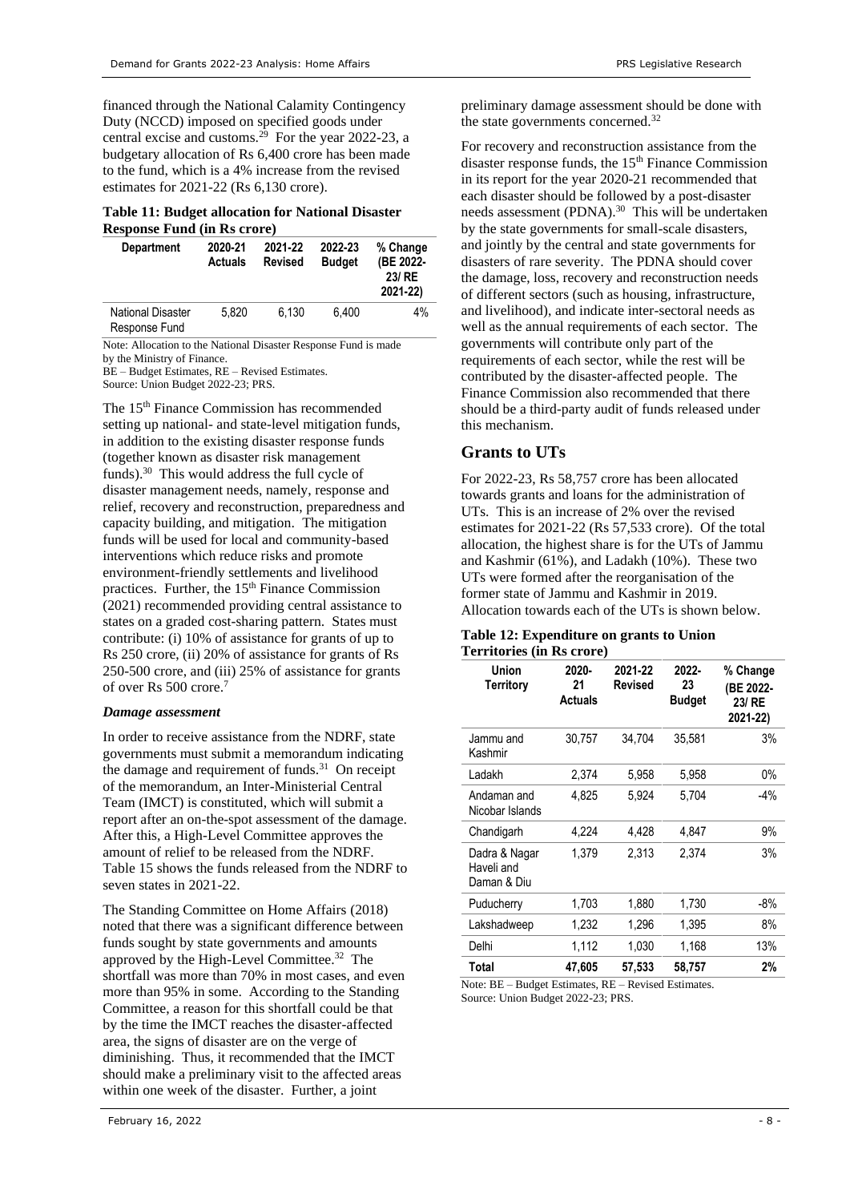financed through the National Calamity Contingency Duty (NCCD) imposed on specified goods under central excise and customs.[29] For the year 2022-23, a budgetary allocation of Rs 6,400 crore has been made to the fund, which is a 4% increase from the revised estimates for 2021-22 (Rs 6,130 crore).

**Table 11: Budget allocation for National Disaster Response Fund (in Rs crore)**

| Department | 2020-21 Actuals | 2021-22 Revised | 2022-23 Budget | % Change (BE 2022-23/ RE 2021-22) |
|---|---|---|---|---|
| National Disaster Response Fund | 5,820 | 6,130 | 6,400 | 4% |

Note: Allocation to the National Disaster Response Fund is made by the Ministry of Finance.
BE – Budget Estimates, RE – Revised Estimates.
Source: Union Budget 2022-23; PRS.

The 15th Finance Commission has recommended setting up national- and state-level mitigation funds, in addition to the existing disaster response funds (together known as disaster risk management funds).[30] This would address the full cycle of disaster management needs, namely, response and relief, recovery and reconstruction, preparedness and capacity building, and mitigation. The mitigation funds will be used for local and community-based interventions which reduce risks and promote environment-friendly settlements and livelihood practices. Further, the 15th Finance Commission (2021) recommended providing central assistance to states on a graded cost-sharing pattern. States must contribute: (i) 10% of assistance for grants of up to Rs 250 crore, (ii) 20% of assistance for grants of Rs 250-500 crore, and (iii) 25% of assistance for grants of over Rs 500 crore.[7]

***Damage assessment***

In order to receive assistance from the NDRF, state governments must submit a memorandum indicating the damage and requirement of funds.[31] On receipt of the memorandum, an Inter-Ministerial Central Team (IMCT) is constituted, which will submit a report after an on-the-spot assessment of the damage. After this, a High-Level Committee approves the amount of relief to be released from the NDRF. Table 15 shows the funds released from the NDRF to seven states in 2021-22.

The Standing Committee on Home Affairs (2018) noted that there was a significant difference between funds sought by state governments and amounts approved by the High-Level Committee.[32] The shortfall was more than 70% in most cases, and even more than 95% in some. According to the Standing Committee, a reason for this shortfall could be that by the time the IMCT reaches the disaster-affected area, the signs of disaster are on the verge of diminishing. Thus, it recommended that the IMCT should make a preliminary visit to the affected areas within one week of the disaster. Further, a joint preliminary damage assessment should be done with the state governments concerned.[32]

For recovery and reconstruction assistance from the disaster response funds, the 15th Finance Commission in its report for the year 2020-21 recommended that each disaster should be followed by a post-disaster needs assessment (PDNA).[30] This will be undertaken by the state governments for small-scale disasters, and jointly by the central and state governments for disasters of rare severity. The PDNA should cover the damage, loss, recovery and reconstruction needs of different sectors (such as housing, infrastructure, and livelihood), and indicate inter-sectoral needs as well as the annual requirements of each sector. The governments will contribute only part of the requirements of each sector, while the rest will be contributed by the disaster-affected people. The Finance Commission also recommended that there should be a third-party audit of funds released under this mechanism.

## Grants to UTs

For 2022-23, Rs 58,757 crore has been allocated towards grants and loans for the administration of UTs. This is an increase of 2% over the revised estimates for 2021-22 (Rs 57,533 crore). Of the total allocation, the highest share is for the UTs of Jammu and Kashmir (61%), and Ladakh (10%). These two UTs were formed after the reorganisation of the former state of Jammu and Kashmir in 2019. Allocation towards each of the UTs is shown below.

**Table 12: Expenditure on grants to Union Territories (in Rs crore)**

| Union Territory | 2020-21 Actuals | 2021-22 Revised | 2022-23 Budget | % Change (BE 2022-23/ RE 2021-22) |
|---|---|---|---|---|
| Jammu and Kashmir | 30,757 | 34,704 | 35,581 | 3% |
| Ladakh | 2,374 | 5,958 | 5,958 | 0% |
| Andaman and Nicobar Islands | 4,825 | 5,924 | 5,704 | -4% |
| Chandigarh | 4,224 | 4,428 | 4,847 | 9% |
| Dadra & Nagar Haveli and Daman & Diu | 1,379 | 2,313 | 2,374 | 3% |
| Puducherry | 1,703 | 1,880 | 1,730 | -8% |
| Lakshadweep | 1,232 | 1,296 | 1,395 | 8% |
| Delhi | 1,112 | 1,030 | 1,168 | 13% |
| **Total** | **47,605** | **57,533** | **58,757** | **2%** |

Note: BE – Budget Estimates, RE – Revised Estimates.
Source: Union Budget 2022-23; PRS.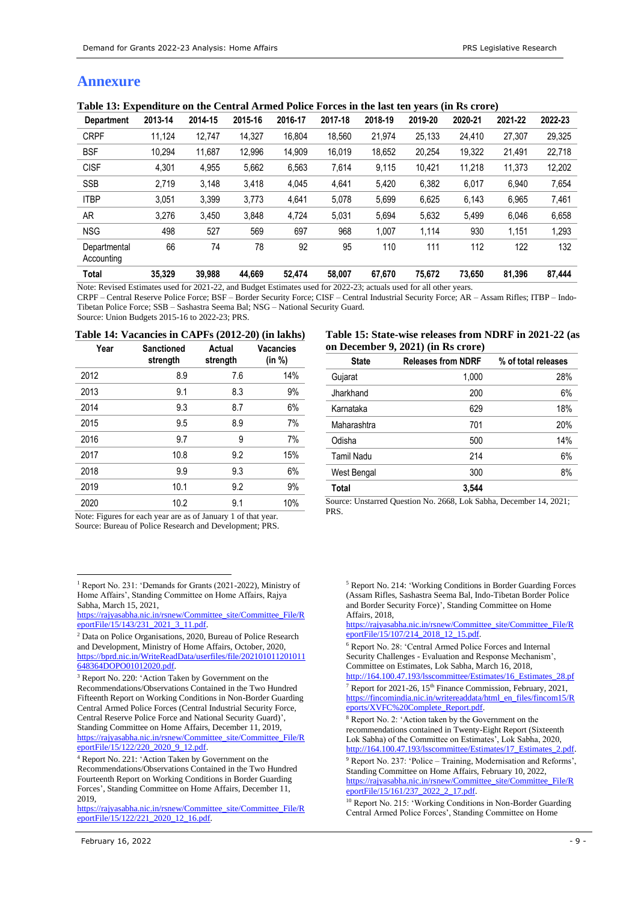## Annexure

**Table 13: Expenditure on the Central Armed Police Forces in the last ten years (in Rs crore)**

| Department | 2013-14 | 2014-15 | 2015-16 | 2016-17 | 2017-18 | 2018-19 | 2019-20 | 2020-21 | 2021-22 | 2022-23 |
|---|---|---|---|---|---|---|---|---|---|---|
| CRPF | 11,124 | 12,747 | 14,327 | 16,804 | 18,560 | 21,974 | 25,133 | 24,410 | 27,307 | 29,325 |
| BSF | 10,294 | 11,687 | 12,996 | 14,909 | 16,019 | 18,652 | 20,254 | 19,322 | 21,491 | 22,718 |
| CISF | 4,301 | 4,955 | 5,662 | 6,563 | 7,614 | 9,115 | 10,421 | 11,218 | 11,373 | 12,202 |
| SSB | 2,719 | 3,148 | 3,418 | 4,045 | 4,641 | 5,420 | 6,382 | 6,017 | 6,940 | 7,654 |
| ITBP | 3,051 | 3,399 | 3,773 | 4,641 | 5,078 | 5,699 | 6,625 | 6,143 | 6,965 | 7,461 |
| AR | 3,276 | 3,450 | 3,848 | 4,724 | 5,031 | 5,694 | 5,632 | 5,499 | 6,046 | 6,658 |
| NSG | 498 | 527 | 569 | 697 | 968 | 1,007 | 1,114 | 930 | 1,151 | 1,293 |
| Departmental Accounting | 66 | 74 | 78 | 92 | 95 | 110 | 111 | 112 | 122 | 132 |
| **Total** | **35,329** | **39,988** | **44,669** | **52,474** | **58,007** | **67,670** | **75,672** | **73,650** | **81,396** | **87,444** |

Note: Revised Estimates used for 2021-22, and Budget Estimates used for 2022-23; actuals used for all other years.
CRPF – Central Reserve Police Force; BSF – Border Security Force; CISF – Central Industrial Security Force; AR – Assam Rifles; ITBP – Indo-Tibetan Police Force; SSB – Sashastra Seema Bal; NSG – National Security Guard.
Source: Union Budgets 2015-16 to 2022-23; PRS.

**Table 14: Vacancies in CAPFs (2012-20) (in lakhs)**

| Year | Sanctioned strength | Actual strength | Vacancies (in %) |
|---|---|---|---|
| 2012 | 8.9 | 7.6 | 14% |
| 2013 | 9.1 | 8.3 | 9% |
| 2014 | 9.3 | 8.7 | 6% |
| 2015 | 9.5 | 8.9 | 7% |
| 2016 | 9.7 | 9 | 7% |
| 2017 | 10.8 | 9.2 | 15% |
| 2018 | 9.9 | 9.3 | 6% |
| 2019 | 10.1 | 9.2 | 9% |
| 2020 | 10.2 | 9.1 | 10% |

Note: Figures for each year are as of January 1 of that year.
Source: Bureau of Police Research and Development; PRS.

**Table 15: State-wise releases from NDRF in 2021-22 (as on December 9, 2021) (in Rs crore)**

| State | Releases from NDRF | % of total releases |
|---|---|---|
| Gujarat | 1,000 | 28% |
| Jharkhand | 200 | 6% |
| Karnataka | 629 | 18% |
| Maharashtra | 701 | 20% |
| Odisha | 500 | 14% |
| Tamil Nadu | 214 | 6% |
| West Bengal | 300 | 8% |
| **Total** | **3,544** | |

Source: Unstarred Question No. 2668, Lok Sabha, December 14, 2021; PRS.

---

[1] Report No. 231: 'Demands for Grants (2021-2022), Ministry of Home Affairs', Standing Committee on Home Affairs, Rajya Sabha, March 15, 2021, https://rajyasabha.nic.in/rsnew/Committee_site/Committee_File/ReportFile/15/143/231_2021_3_11.pdf.

[2] Data on Police Organisations, 2020, Bureau of Police Research and Development, Ministry of Home Affairs, October, 2020, https://bprd.nic.in/WriteReadData/userfiles/file/202101011201011648364DOPO01012020.pdf.

[3] Report No. 220: 'Action Taken by Government on the Recommendations/Observations Contained in the Two Hundred Fifteenth Report on Working Conditions in Non-Border Guarding Central Armed Police Forces (Central Industrial Security Force, Central Reserve Police Force and National Security Guard)', Standing Committee on Home Affairs, December 11, 2019, https://rajyasabha.nic.in/rsnew/Committee_site/Committee_File/ReportFile/15/122/220_2020_9_12.pdf.

[4] Report No. 221: 'Action Taken by Government on the Recommendations/Observations Contained in the Two Hundred Fourteenth Report on Working Conditions in Border Guarding Forces', Standing Committee on Home Affairs, December 11, 2019, https://rajyasabha.nic.in/rsnew/Committee_site/Committee_File/ReportFile/15/122/221_2020_12_16.pdf.

[5] Report No. 214: 'Working Conditions in Border Guarding Forces (Assam Rifles, Sashastra Seema Bal, Indo-Tibetan Border Police and Border Security Force)', Standing Committee on Home Affairs, 2018, https://rajyasabha.nic.in/rsnew/Committee_site/Committee_File/ReportFile/15/107/214_2018_12_15.pdf.

[6] Report No. 28: 'Central Armed Police Forces and Internal Security Challenges - Evaluation and Response Mechanism', Committee on Estimates, Lok Sabha, March 16, 2018, http://164.100.47.193/lsscommittee/Estimates/16_Estimates_28.pf

[7] Report for 2021-26, 15th Finance Commission, February, 2021, https://fincomindia.nic.in/writereaddata/html_en_files/fincom15/Reports/XVFC%20Complete_Report.pdf.

[8] Report No. 2: 'Action taken by the Government on the recommendations contained in Twenty-Eight Report (Sixteenth Lok Sabha) of the Committee on Estimates', Lok Sabha, 2020, http://164.100.47.193/lsscommittee/Estimates/17_Estimates_2.pdf.

[9] Report No. 237: 'Police – Training, Modernisation and Reforms', Standing Committee on Home Affairs, February 10, 2022, https://rajyasabha.nic.in/rsnew/Committee_site/Committee_File/ReportFile/15/161/237_2022_2_17.pdf.

[10] Report No. 215: 'Working Conditions in Non-Border Guarding Central Armed Police Forces', Standing Committee on Home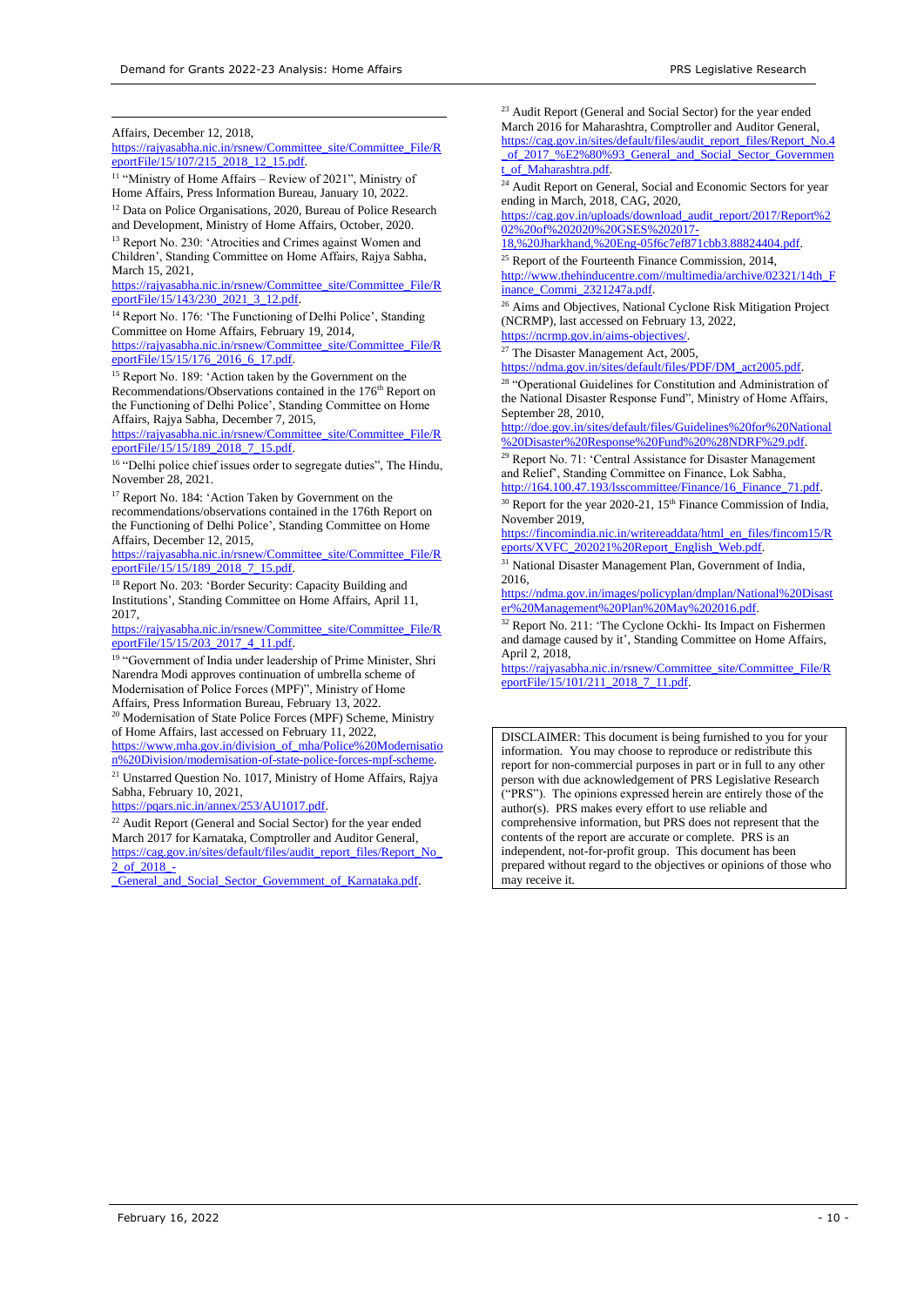Affairs, December 12, 2018, https://rajyasabha.nic.in/rsnew/Committee_site/Committee_File/ReportFile/15/107/215_2018_12_15.pdf.

[11] "Ministry of Home Affairs – Review of 2021", Ministry of Home Affairs, Press Information Bureau, January 10, 2022.

[12] Data on Police Organisations, 2020, Bureau of Police Research and Development, Ministry of Home Affairs, October, 2020.

[13] Report No. 230: 'Atrocities and Crimes against Women and Children', Standing Committee on Home Affairs, Rajya Sabha, March 15, 2021, https://rajyasabha.nic.in/rsnew/Committee_site/Committee_File/ReportFile/15/143/230_2021_3_12.pdf.

[14] Report No. 176: 'The Functioning of Delhi Police', Standing Committee on Home Affairs, February 19, 2014, https://rajyasabha.nic.in/rsnew/Committee_site/Committee_File/ReportFile/15/15/176_2016_6_17.pdf.

[15] Report No. 189: 'Action taken by the Government on the Recommendations/Observations contained in the 176th Report on the Functioning of Delhi Police', Standing Committee on Home Affairs, Rajya Sabha, December 7, 2015, https://rajyasabha.nic.in/rsnew/Committee_site/Committee_File/ReportFile/15/15/189_2018_7_15.pdf.

[16] "Delhi police chief issues order to segregate duties", The Hindu, November 28, 2021.

[17] Report No. 184: 'Action Taken by Government on the recommendations/observations contained in the 176th Report on the Functioning of Delhi Police', Standing Committee on Home Affairs, December 12, 2015, https://rajyasabha.nic.in/rsnew/Committee_site/Committee_File/ReportFile/15/15/189_2018_7_15.pdf.

[18] Report No. 203: 'Border Security: Capacity Building and Institutions', Standing Committee on Home Affairs, April 11, 2017, https://rajyasabha.nic.in/rsnew/Committee_site/Committee_File/ReportFile/15/15/203_2017_4_11.pdf.

[19] "Government of India under leadership of Prime Minister, Shri Narendra Modi approves continuation of umbrella scheme of Modernisation of Police Forces (MPF)", Ministry of Home Affairs, Press Information Bureau, February 13, 2022.

[20] Modernisation of State Police Forces (MPF) Scheme, Ministry of Home Affairs, last accessed on February 11, 2022, https://www.mha.gov.in/division_of_mha/Police%20Modernisation%20Division/modernisation-of-state-police-forces-mpf-scheme.

[21] Unstarred Question No. 1017, Ministry of Home Affairs, Rajya Sabha, February 10, 2021, https://pqars.nic.in/annex/253/AU1017.pdf.

[22] Audit Report (General and Social Sector) for the year ended March 2017 for Karnataka, Comptroller and Auditor General, https://cag.gov.in/sites/default/files/audit_report_files/Report_No_2_of_2018_-_General_and_Social_Sector_Government_of_Karnataka.pdf.

[23] Audit Report (General and Social Sector) for the year ended March 2016 for Maharashtra, Comptroller and Auditor General, https://cag.gov.in/sites/default/files/audit_report_files/Report_No.4_of_2017_%E2%80%93_General_and_Social_Sector_Government_of_Maharashtra.pdf.

[24] Audit Report on General, Social and Economic Sectors for year ending in March, 2018, CAG, 2020, https://cag.gov.in/uploads/download_audit_report/2017/Report%202%20of%202020%20GSES%202017-18,%20Jharkhand,%20Eng-05f6c7ef871cbb3.88824404.pdf.

[25] Report of the Fourteenth Finance Commission, 2014, http://www.thehinducentre.com//multimedia/archive/02321/14th_Finance_Commi_2321247a.pdf.

[26] Aims and Objectives, National Cyclone Risk Mitigation Project (NCRMP), last accessed on February 13, 2022, https://ncrmp.gov.in/aims-objectives/.

[27] The Disaster Management Act, 2005, https://ndma.gov.in/sites/default/files/PDF/DM_act2005.pdf.

[28] "Operational Guidelines for Constitution and Administration of the National Disaster Response Fund", Ministry of Home Affairs, September 28, 2010, http://doe.gov.in/sites/default/files/Guidelines%20for%20National%20Disaster%20Response%20Fund%20%28NDRF%29.pdf.

[29] Report No. 71: 'Central Assistance for Disaster Management and Relief', Standing Committee on Finance, Lok Sabha, http://164.100.47.193/lsscommittee/Finance/16_Finance_71.pdf.

[30] Report for the year 2020-21, 15th Finance Commission of India, November 2019, https://fincomindia.nic.in/writereaddata/html_en_files/fincom15/Reports/XVFC_202021%20Report_English_Web.pdf.

[31] National Disaster Management Plan, Government of India, 2016, https://ndma.gov.in/images/policyplan/dmplan/National%20Disaster%20Management%20Plan%20May%202016.pdf.

[32] Report No. 211: 'The Cyclone Ockhi- Its Impact on Fishermen and damage caused by it', Standing Committee on Home Affairs, April 2, 2018, https://rajyasabha.nic.in/rsnew/Committee_site/Committee_File/ReportFile/15/101/211_2018_7_11.pdf.

DISCLAIMER: This document is being furnished to you for your information. You may choose to reproduce or redistribute this report for non-commercial purposes in part or in full to any other person with due acknowledgement of PRS Legislative Research ("PRS"). The opinions expressed herein are entirely those of the author(s). PRS makes every effort to use reliable and comprehensive information, but PRS does not represent that the contents of the report are accurate or complete. PRS is an independent, not-for-profit group. This document has been prepared without regard to the objectives or opinions of those who may receive it.